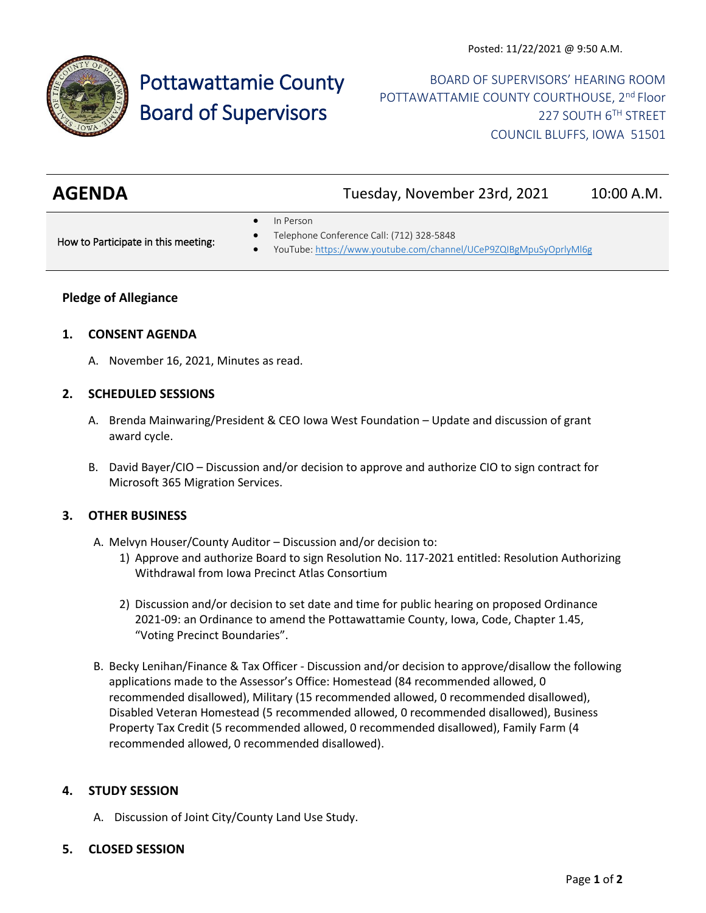Posted: 11/22/2021 @ 9:50 A.M.

# Pottawattamie County Board of Supervisors

BOARD OF SUPERVISORS' HEARING ROOM
POTTAWATTAMIE COUNTY COURTHOUSE, 2nd Floor
227 SOUTH 6TH STREET
COUNCIL BLUFFS, IOWA 51501

## AGENDA

Tuesday, November 23rd, 2021 10:00 A.M.

How to Participate in this meeting:

- In Person
- Telephone Conference Call: (712) 328-5848
- YouTube: https://www.youtube.com/channel/UCeP9ZQIBgMpuSyOprlyMl6g

**Pledge of Allegiance**

**1. CONSENT AGENDA**

A. November 16, 2021, Minutes as read.

**2. SCHEDULED SESSIONS**

A. Brenda Mainwaring/President & CEO Iowa West Foundation – Update and discussion of grant award cycle.

B. David Bayer/CIO – Discussion and/or decision to approve and authorize CIO to sign contract for Microsoft 365 Migration Services.

**3. OTHER BUSINESS**

A. Melvyn Houser/County Auditor – Discussion and/or decision to:

1) Approve and authorize Board to sign Resolution No. 117-2021 entitled: Resolution Authorizing Withdrawal from Iowa Precinct Atlas Consortium

2) Discussion and/or decision to set date and time for public hearing on proposed Ordinance 2021-09: an Ordinance to amend the Pottawattamie County, Iowa, Code, Chapter 1.45, "Voting Precinct Boundaries".

B. Becky Lenihan/Finance & Tax Officer - Discussion and/or decision to approve/disallow the following applications made to the Assessor's Office: Homestead (84 recommended allowed, 0 recommended disallowed), Military (15 recommended allowed, 0 recommended disallowed), Disabled Veteran Homestead (5 recommended allowed, 0 recommended disallowed), Business Property Tax Credit (5 recommended allowed, 0 recommended disallowed), Family Farm (4 recommended allowed, 0 recommended disallowed).

**4. STUDY SESSION**

A. Discussion of Joint City/County Land Use Study.

**5. CLOSED SESSION**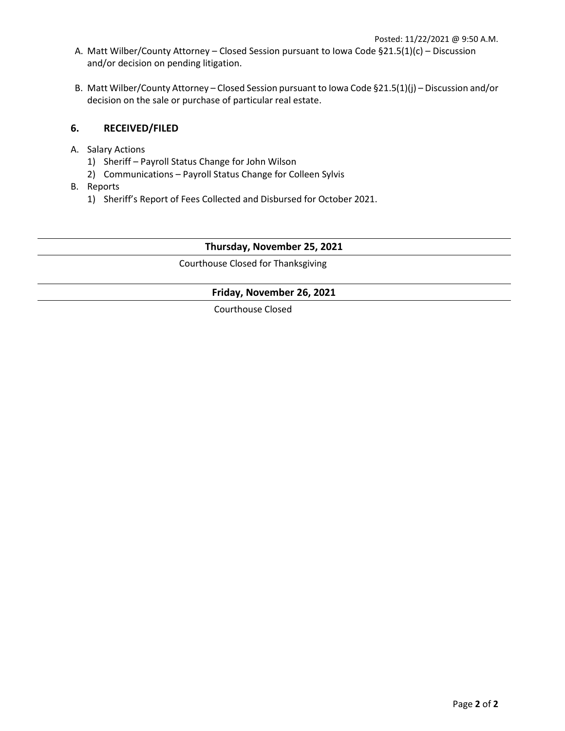Posted: 11/22/2021 @ 9:50 A.M.

A. Matt Wilber/County Attorney – Closed Session pursuant to Iowa Code §21.5(1)(c) – Discussion and/or decision on pending litigation.

B. Matt Wilber/County Attorney – Closed Session pursuant to Iowa Code §21.5(1)(j) – Discussion and/or decision on the sale or purchase of particular real estate.

## 6. RECEIVED/FILED

A. Salary Actions
   1) Sheriff – Payroll Status Change for John Wilson
   2) Communications – Payroll Status Change for Colleen Sylvis

B. Reports
   1) Sheriff's Report of Fees Collected and Disbursed for October 2021.

---

**Thursday, November 25, 2021**

Courthouse Closed for Thanksgiving

---

**Friday, November 26, 2021**

Courthouse Closed